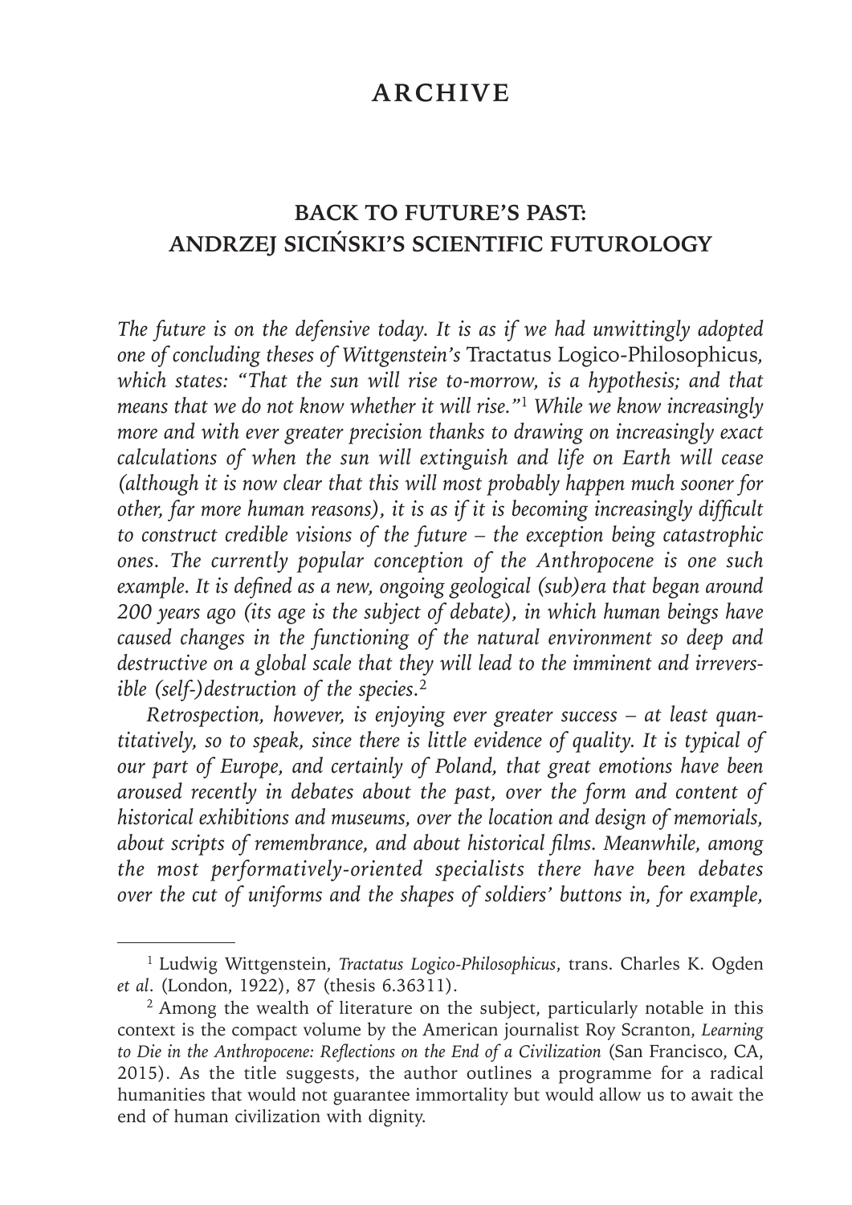# ARCHIVE

## BACK TO FUTURE'S PAST: ANDRZEJ SICIŃSKI'S SCIENTIFIC FUTUROLOGY

*The future is on the defensive today. It is as if we had unwittingly adopted one of concluding theses of Wittgenstein's* Tractatus Logico-Philosophicus, *which states: "That the sun will rise to-morrow, is a hypothesis; and that means that we do not know whether it will rise."*[1] *While we know increasingly more and with ever greater precision thanks to drawing on increasingly exact calculations of when the sun will extinguish and life on Earth will cease (although it is now clear that this will most probably happen much sooner for other, far more human reasons), it is as if it is becoming increasingly difficult to construct credible visions of the future – the exception being catastrophic ones. The currently popular conception of the Anthropocene is one such example. It is defined as a new, ongoing geological (sub)era that began around 200 years ago (its age is the subject of debate), in which human beings have caused changes in the functioning of the natural environment so deep and destructive on a global scale that they will lead to the imminent and irreversible (self-)destruction of the species.*[2]

*Retrospection, however, is enjoying ever greater success – at least quantitatively, so to speak, since there is little evidence of quality. It is typical of our part of Europe, and certainly of Poland, that great emotions have been aroused recently in debates about the past, over the form and content of historical exhibitions and museums, over the location and design of memorials, about scripts of remembrance, and about historical films. Meanwhile, among the most performatively-oriented specialists there have been debates over the cut of uniforms and the shapes of soldiers' buttons in, for example,*

---

[1] Ludwig Wittgenstein, *Tractatus Logico-Philosophicus*, trans. Charles K. Ogden *et al*. (London, 1922), 87 (thesis 6.36311).

[2] Among the wealth of literature on the subject, particularly notable in this context is the compact volume by the American journalist Roy Scranton, *Learning to Die in the Anthropocene: Reflections on the End of a Civilization* (San Francisco, CA, 2015). As the title suggests, the author outlines a programme for a radical humanities that would not guarantee immortality but would allow us to await the end of human civilization with dignity.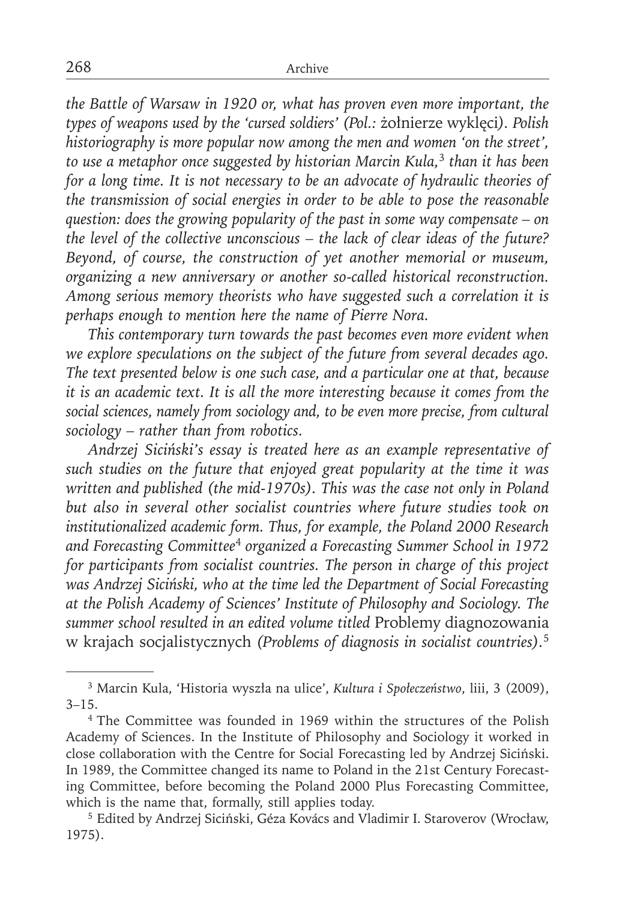*the Battle of Warsaw in 1920 or, what has proven even more important, the types of weapons used by the 'cursed soldiers' (Pol.:* żołnierze wyklęci*). Polish historiography is more popular now among the men and women 'on the street', to use a metaphor once suggested by historian Marcin Kula,*[3] *than it has been for a long time. It is not necessary to be an advocate of hydraulic theories of the transmission of social energies in order to be able to pose the reasonable question: does the growing popularity of the past in some way compensate – on the level of the collective unconscious – the lack of clear ideas of the future? Beyond, of course, the construction of yet another memorial or museum, organizing a new anniversary or another so-called historical reconstruction. Among serious memory theorists who have suggested such a correlation it is perhaps enough to mention here the name of Pierre Nora.*

*This contemporary turn towards the past becomes even more evident when we explore speculations on the subject of the future from several decades ago. The text presented below is one such case, and a particular one at that, because it is an academic text. It is all the more interesting because it comes from the social sciences, namely from sociology and, to be even more precise, from cultural sociology – rather than from robotics.*

*Andrzej Siciński's essay is treated here as an example representative of such studies on the future that enjoyed great popularity at the time it was written and published (the mid-1970s). This was the case not only in Poland but also in several other socialist countries where future studies took on institutionalized academic form. Thus, for example, the Poland 2000 Research and Forecasting Committee*[4] *organized a Forecasting Summer School in 1972 for participants from socialist countries. The person in charge of this project was Andrzej Siciński, who at the time led the Department of Social Forecasting at the Polish Academy of Sciences' Institute of Philosophy and Sociology. The summer school resulted in an edited volume titled* Problemy diagnozowania w krajach socjalistycznych *(Problems of diagnosis in socialist countries).*[5]

---

[3] Marcin Kula, 'Historia wyszła na ulice', *Kultura i Społeczeństwo*, liii, 3 (2009), 3–15.

[4] The Committee was founded in 1969 within the structures of the Polish Academy of Sciences. In the Institute of Philosophy and Sociology it worked in close collaboration with the Centre for Social Forecasting led by Andrzej Siciński. In 1989, the Committee changed its name to Poland in the 21st Century Forecasting Committee, before becoming the Poland 2000 Plus Forecasting Committee, which is the name that, formally, still applies today.

[5] Edited by Andrzej Siciński, Géza Kovács and Vladimir I. Staroverov (Wrocław, 1975).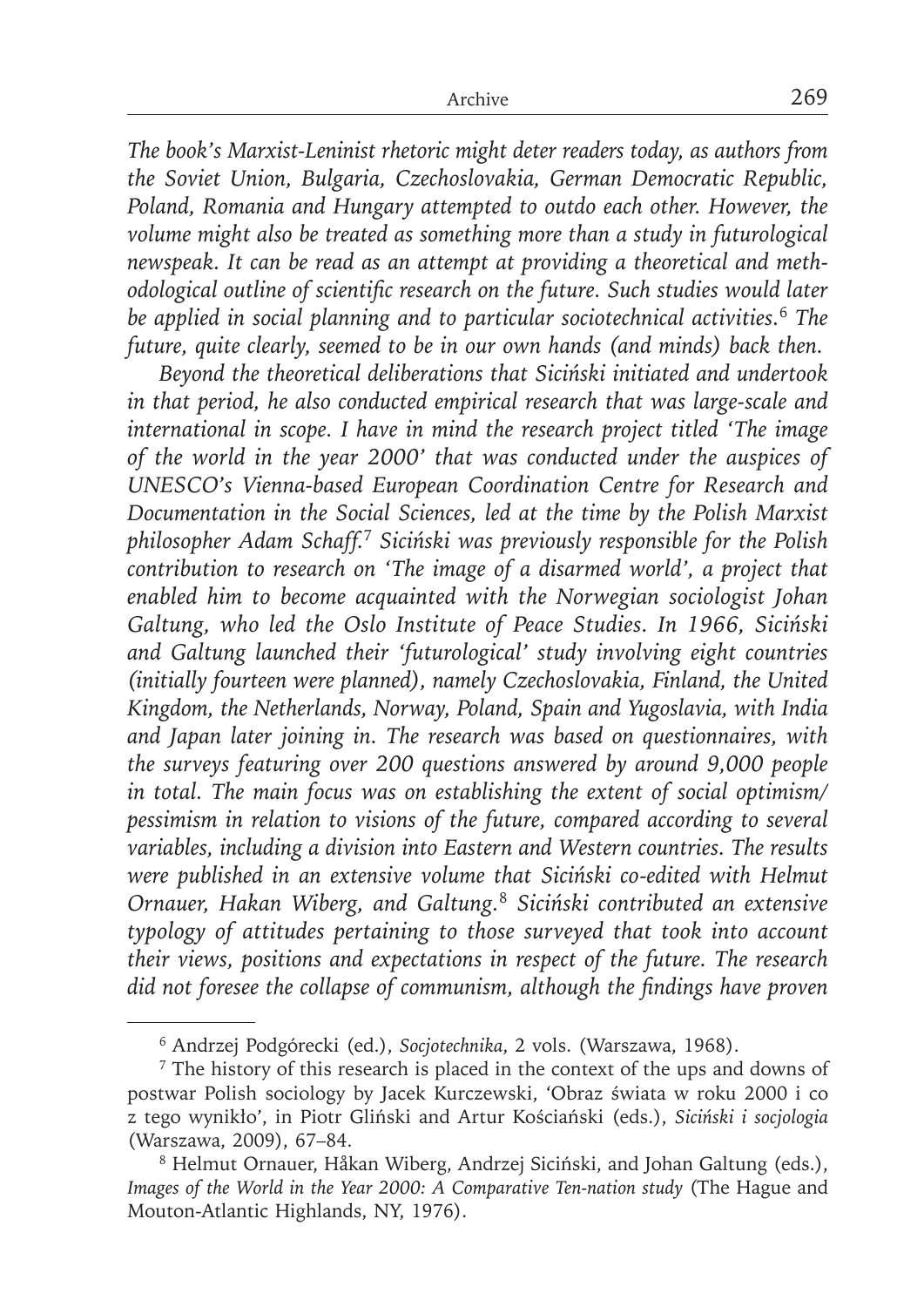*The book's Marxist-Leninist rhetoric might deter readers today, as authors from the Soviet Union, Bulgaria, Czechoslovakia, German Democratic Republic, Poland, Romania and Hungary attempted to outdo each other. However, the volume might also be treated as something more than a study in futurological newspeak. It can be read as an attempt at providing a theoretical and methodological outline of scientific research on the future. Such studies would later be applied in social planning and to particular sociotechnical activities.*[6] *The future, quite clearly, seemed to be in our own hands (and minds) back then.*

*Beyond the theoretical deliberations that Siciński initiated and undertook in that period, he also conducted empirical research that was large-scale and international in scope. I have in mind the research project titled 'The image of the world in the year 2000' that was conducted under the auspices of UNESCO's Vienna-based European Coordination Centre for Research and Documentation in the Social Sciences, led at the time by the Polish Marxist philosopher Adam Schaff.*[7] *Siciński was previously responsible for the Polish contribution to research on 'The image of a disarmed world', a project that enabled him to become acquainted with the Norwegian sociologist Johan Galtung, who led the Oslo Institute of Peace Studies. In 1966, Siciński and Galtung launched their 'futurological' study involving eight countries (initially fourteen were planned), namely Czechoslovakia, Finland, the United Kingdom, the Netherlands, Norway, Poland, Spain and Yugoslavia, with India and Japan later joining in. The research was based on questionnaires, with the surveys featuring over 200 questions answered by around 9,000 people in total. The main focus was on establishing the extent of social optimism/pessimism in relation to visions of the future, compared according to several variables, including a division into Eastern and Western countries. The results were published in an extensive volume that Siciński co-edited with Helmut Ornauer, Hakan Wiberg, and Galtung.*[8] *Siciński contributed an extensive typology of attitudes pertaining to those surveyed that took into account their views, positions and expectations in respect of the future. The research did not foresee the collapse of communism, although the findings have proven*

---

[6] Andrzej Podgórecki (ed.), *Socjotechnika*, 2 vols. (Warszawa, 1968).

[7] The history of this research is placed in the context of the ups and downs of postwar Polish sociology by Jacek Kurczewski, 'Obraz świata w roku 2000 i co z tego wynikło', in Piotr Gliński and Artur Kościański (eds.), *Siciński i socjologia* (Warszawa, 2009), 67–84.

[8] Helmut Ornauer, Håkan Wiberg, Andrzej Siciński, and Johan Galtung (eds.), *Images of the World in the Year 2000: A Comparative Ten-nation study* (The Hague and Mouton-Atlantic Highlands, NY, 1976).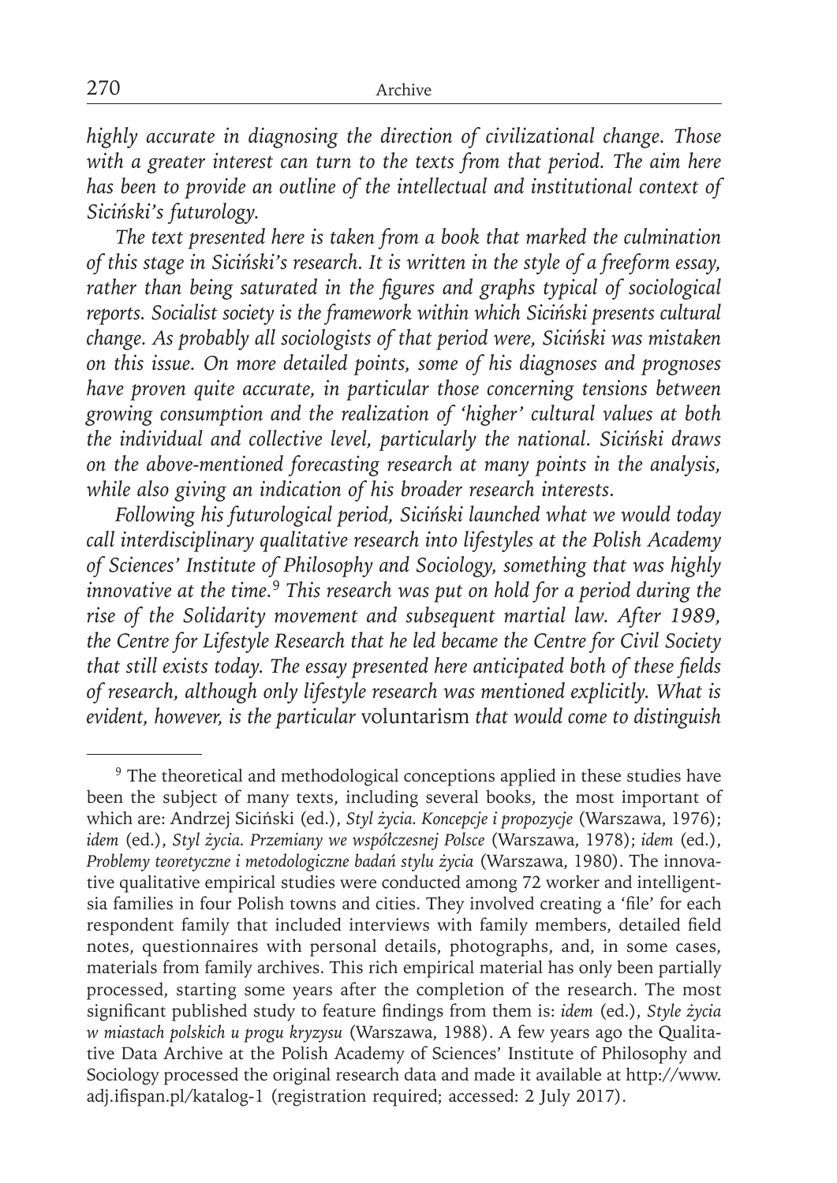*highly accurate in diagnosing the direction of civilizational change. Those with a greater interest can turn to the texts from that period. The aim here has been to provide an outline of the intellectual and institutional context of Siciński's futurology.*

*The text presented here is taken from a book that marked the culmination of this stage in Siciński's research. It is written in the style of a freeform essay, rather than being saturated in the figures and graphs typical of sociological reports. Socialist society is the framework within which Siciński presents cultural change. As probably all sociologists of that period were, Siciński was mistaken on this issue. On more detailed points, some of his diagnoses and prognoses have proven quite accurate, in particular those concerning tensions between growing consumption and the realization of 'higher' cultural values at both the individual and collective level, particularly the national. Siciński draws on the above-mentioned forecasting research at many points in the analysis, while also giving an indication of his broader research interests.*

*Following his futurological period, Siciński launched what we would today call interdisciplinary qualitative research into lifestyles at the Polish Academy of Sciences' Institute of Philosophy and Sociology, something that was highly innovative at the time.*[9] *This research was put on hold for a period during the rise of the Solidarity movement and subsequent martial law. After 1989, the Centre for Lifestyle Research that he led became the Centre for Civil Society that still exists today. The essay presented here anticipated both of these fields of research, although only lifestyle research was mentioned explicitly. What is evident, however, is the particular* voluntarism *that would come to distinguish*

[9] The theoretical and methodological conceptions applied in these studies have been the subject of many texts, including several books, the most important of which are: Andrzej Siciński (ed.), *Styl życia. Koncepcje i propozycje* (Warszawa, 1976); *idem* (ed.), *Styl życia. Przemiany we współczesnej Polsce* (Warszawa, 1978); *idem* (ed.), *Problemy teoretyczne i metodologiczne badań stylu życia* (Warszawa, 1980). The innovative qualitative empirical studies were conducted among 72 worker and intelligentsia families in four Polish towns and cities. They involved creating a 'file' for each respondent family that included interviews with family members, detailed field notes, questionnaires with personal details, photographs, and, in some cases, materials from family archives. This rich empirical material has only been partially processed, starting some years after the completion of the research. The most significant published study to feature findings from them is: *idem* (ed.), *Style życia w miastach polskich u progu kryzysu* (Warszawa, 1988). A few years ago the Qualitative Data Archive at the Polish Academy of Sciences' Institute of Philosophy and Sociology processed the original research data and made it available at http://www.adj.ifispan.pl/katalog-1 (registration required; accessed: 2 July 2017).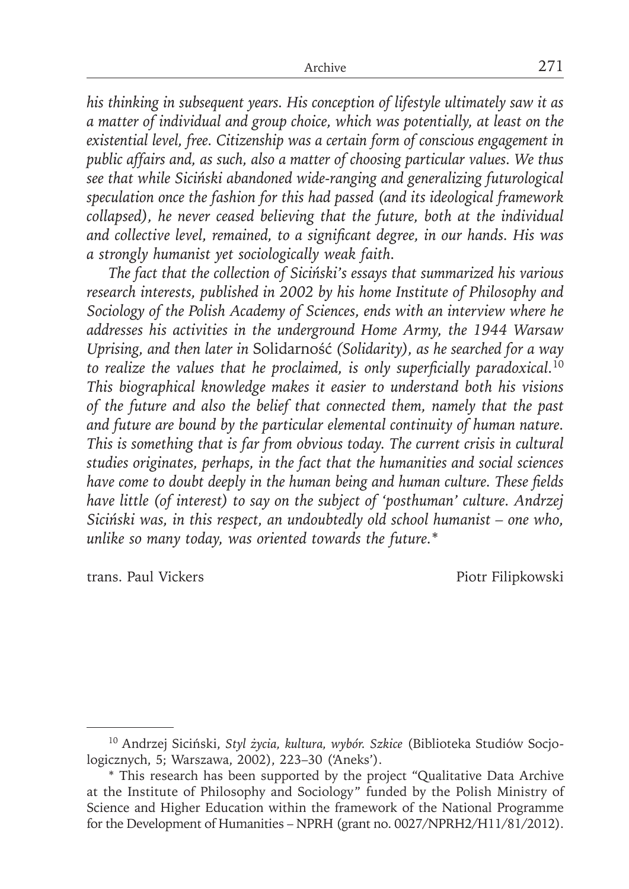*his thinking in subsequent years. His conception of lifestyle ultimately saw it as a matter of individual and group choice, which was potentially, at least on the existential level, free. Citizenship was a certain form of conscious engagement in public affairs and, as such, also a matter of choosing particular values. We thus see that while Siciński abandoned wide-ranging and generalizing futurological speculation once the fashion for this had passed (and its ideological framework collapsed), he never ceased believing that the future, both at the individual and collective level, remained, to a significant degree, in our hands. His was a strongly humanist yet sociologically weak faith.*

*The fact that the collection of Siciński's essays that summarized his various research interests, published in 2002 by his home Institute of Philosophy and Sociology of the Polish Academy of Sciences, ends with an interview where he addresses his activities in the underground Home Army, the 1944 Warsaw Uprising, and then later in* Solidarność *(Solidarity), as he searched for a way to realize the values that he proclaimed, is only superficially paradoxical.*[10] *This biographical knowledge makes it easier to understand both his visions of the future and also the belief that connected them, namely that the past and future are bound by the particular elemental continuity of human nature. This is something that is far from obvious today. The current crisis in cultural studies originates, perhaps, in the fact that the humanities and social sciences have come to doubt deeply in the human being and human culture. These fields have little (of interest) to say on the subject of 'posthuman' culture. Andrzej Siciński was, in this respect, an undoubtedly old school humanist – one who, unlike so many today, was oriented towards the future.*\*

trans. Paul Vickers

Piotr Filipkowski

---

[10] Andrzej Siciński, *Styl życia, kultura, wybór. Szkice* (Biblioteka Studiów Socjologicznych, 5; Warszawa, 2002), 223–30 ('Aneks').

\* This research has been supported by the project "Qualitative Data Archive at the Institute of Philosophy and Sociology" funded by the Polish Ministry of Science and Higher Education within the framework of the National Programme for the Development of Humanities – NPRH (grant no. 0027/NPRH2/H11/81/2012).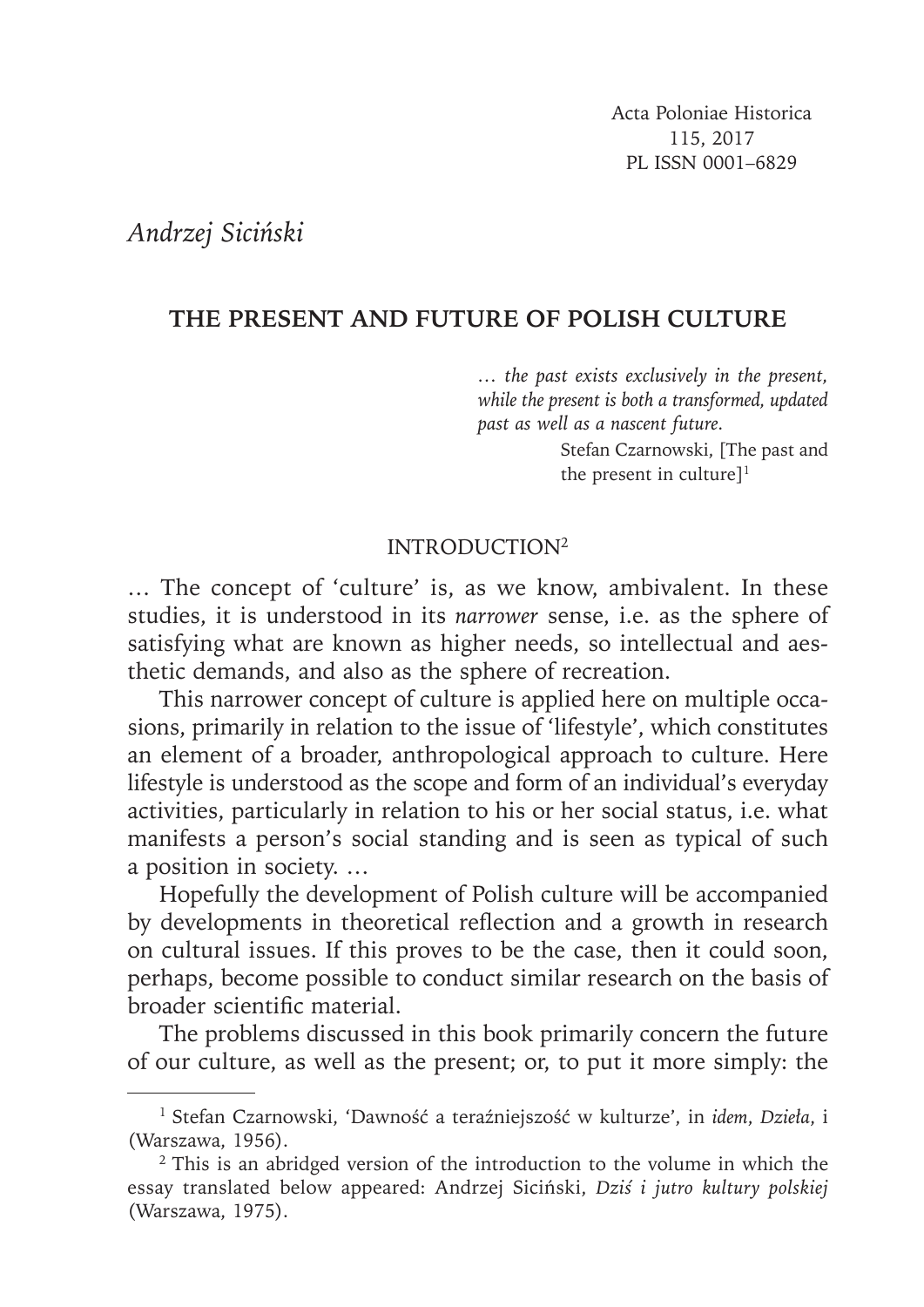*Andrzej Siciński*

# THE PRESENT AND FUTURE OF POLISH CULTURE

> *… the past exists exclusively in the present, while the present is both a transformed, updated past as well as a nascent future.*
>
> Stefan Czarnowski, [The past and the present in culture][1]

## INTRODUCTION[2]

… The concept of 'culture' is, as we know, ambivalent. In these studies, it is understood in its *narrower* sense, i.e. as the sphere of satisfying what are known as higher needs, so intellectual and aesthetic demands, and also as the sphere of recreation.

This narrower concept of culture is applied here on multiple occasions, primarily in relation to the issue of 'lifestyle', which constitutes an element of a broader, anthropological approach to culture. Here lifestyle is understood as the scope and form of an individual's everyday activities, particularly in relation to his or her social status, i.e. what manifests a person's social standing and is seen as typical of such a position in society. …

Hopefully the development of Polish culture will be accompanied by developments in theoretical reflection and a growth in research on cultural issues. If this proves to be the case, then it could soon, perhaps, become possible to conduct similar research on the basis of broader scientific material.

The problems discussed in this book primarily concern the future of our culture, as well as the present; or, to put it more simply: the

---

[1] Stefan Czarnowski, 'Dawność a teraźniejszość w kulturze', in *idem*, *Dzieła*, i (Warszawa, 1956).

[2] This is an abridged version of the introduction to the volume in which the essay translated below appeared: Andrzej Siciński, *Dziś i jutro kultury polskiej* (Warszawa, 1975).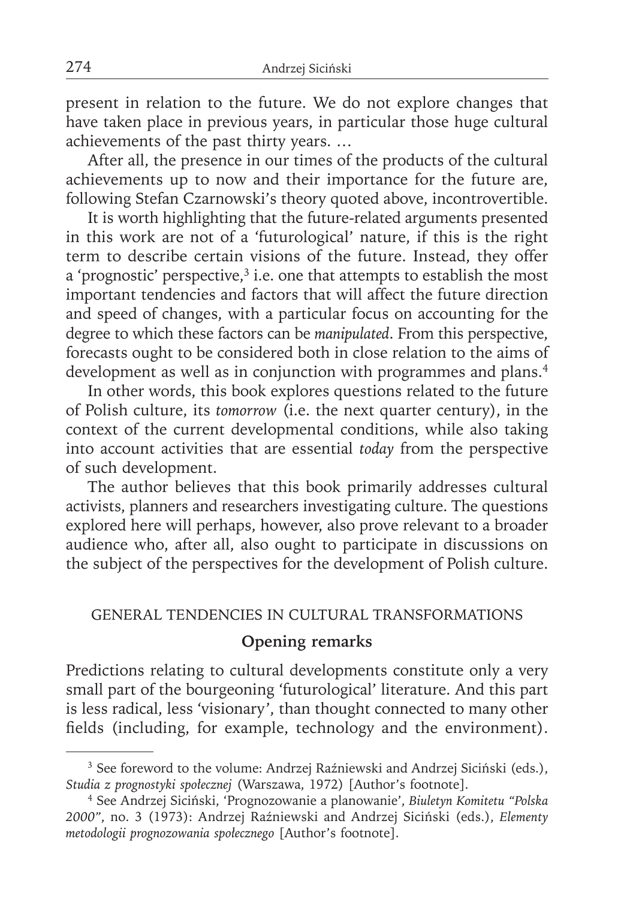present in relation to the future. We do not explore changes that have taken place in previous years, in particular those huge cultural achievements of the past thirty years. …

After all, the presence in our times of the products of the cultural achievements up to now and their importance for the future are, following Stefan Czarnowski's theory quoted above, incontrovertible.

It is worth highlighting that the future-related arguments presented in this work are not of a 'futurological' nature, if this is the right term to describe certain visions of the future. Instead, they offer a 'prognostic' perspective,[3] i.e. one that attempts to establish the most important tendencies and factors that will affect the future direction and speed of changes, with a particular focus on accounting for the degree to which these factors can be *manipulated*. From this perspective, forecasts ought to be considered both in close relation to the aims of development as well as in conjunction with programmes and plans.[4]

In other words, this book explores questions related to the future of Polish culture, its *tomorrow* (i.e. the next quarter century), in the context of the current developmental conditions, while also taking into account activities that are essential *today* from the perspective of such development.

The author believes that this book primarily addresses cultural activists, planners and researchers investigating culture. The questions explored here will perhaps, however, also prove relevant to a broader audience who, after all, also ought to participate in discussions on the subject of the perspectives for the development of Polish culture.

## GENERAL TENDENCIES IN CULTURAL TRANSFORMATIONS

### Opening remarks

Predictions relating to cultural developments constitute only a very small part of the bourgeoning 'futurological' literature. And this part is less radical, less 'visionary', than thought connected to many other fields (including, for example, technology and the environment).

---

[3] See foreword to the volume: Andrzej Raźniewski and Andrzej Siciński (eds.), *Studia z prognostyki społecznej* (Warszawa, 1972) [Author's footnote].

[4] See Andrzej Siciński, 'Prognozowanie a planowanie', *Biuletyn Komitetu "Polska 2000"*, no. 3 (1973): Andrzej Raźniewski and Andrzej Siciński (eds.), *Elementy metodologii prognozowania społecznego* [Author's footnote].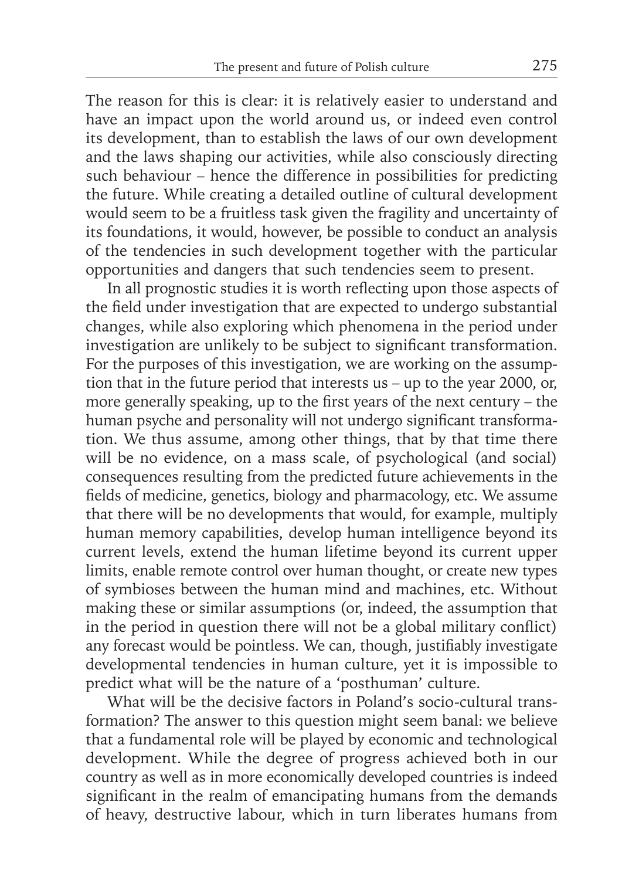The reason for this is clear: it is relatively easier to understand and have an impact upon the world around us, or indeed even control its development, than to establish the laws of our own development and the laws shaping our activities, while also consciously directing such behaviour – hence the difference in possibilities for predicting the future. While creating a detailed outline of cultural development would seem to be a fruitless task given the fragility and uncertainty of its foundations, it would, however, be possible to conduct an analysis of the tendencies in such development together with the particular opportunities and dangers that such tendencies seem to present.

In all prognostic studies it is worth reflecting upon those aspects of the field under investigation that are expected to undergo substantial changes, while also exploring which phenomena in the period under investigation are unlikely to be subject to significant transformation. For the purposes of this investigation, we are working on the assumption that in the future period that interests us – up to the year 2000, or, more generally speaking, up to the first years of the next century – the human psyche and personality will not undergo significant transformation. We thus assume, among other things, that by that time there will be no evidence, on a mass scale, of psychological (and social) consequences resulting from the predicted future achievements in the fields of medicine, genetics, biology and pharmacology, etc. We assume that there will be no developments that would, for example, multiply human memory capabilities, develop human intelligence beyond its current levels, extend the human lifetime beyond its current upper limits, enable remote control over human thought, or create new types of symbioses between the human mind and machines, etc. Without making these or similar assumptions (or, indeed, the assumption that in the period in question there will not be a global military conflict) any forecast would be pointless. We can, though, justifiably investigate developmental tendencies in human culture, yet it is impossible to predict what will be the nature of a 'posthuman' culture.

What will be the decisive factors in Poland's socio-cultural transformation? The answer to this question might seem banal: we believe that a fundamental role will be played by economic and technological development. While the degree of progress achieved both in our country as well as in more economically developed countries is indeed significant in the realm of emancipating humans from the demands of heavy, destructive labour, which in turn liberates humans from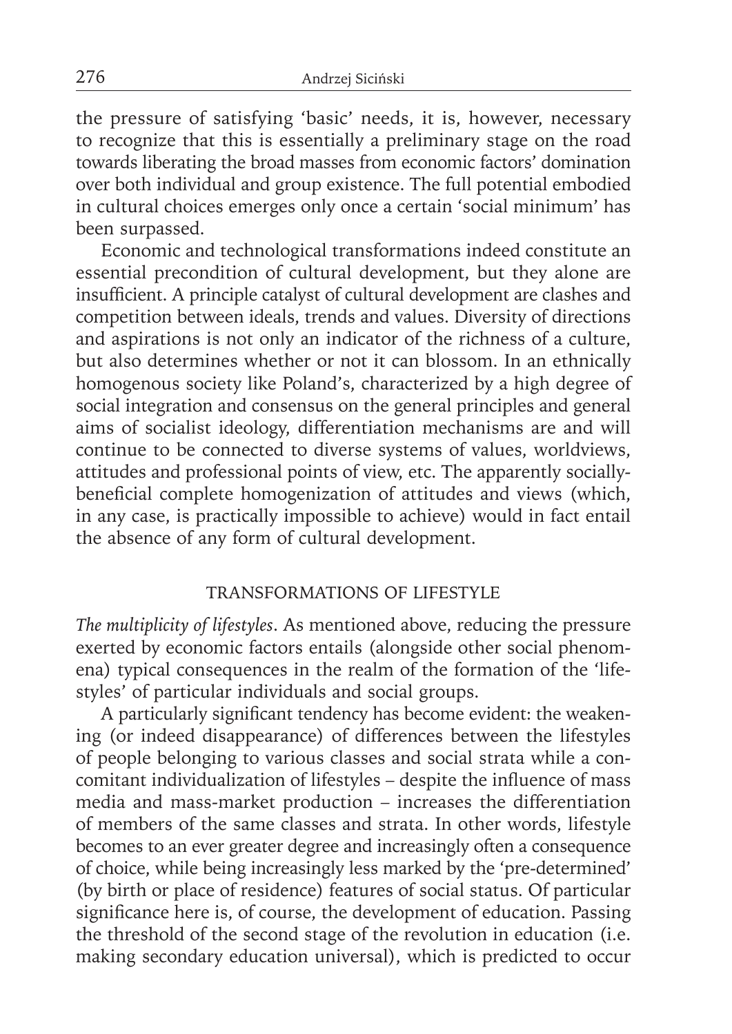the pressure of satisfying 'basic' needs, it is, however, necessary to recognize that this is essentially a preliminary stage on the road towards liberating the broad masses from economic factors' domination over both individual and group existence. The full potential embodied in cultural choices emerges only once a certain 'social minimum' has been surpassed.

Economic and technological transformations indeed constitute an essential precondition of cultural development, but they alone are insufficient. A principle catalyst of cultural development are clashes and competition between ideals, trends and values. Diversity of directions and aspirations is not only an indicator of the richness of a culture, but also determines whether or not it can blossom. In an ethnically homogenous society like Poland's, characterized by a high degree of social integration and consensus on the general principles and general aims of socialist ideology, differentiation mechanisms are and will continue to be connected to diverse systems of values, worldviews, attitudes and professional points of view, etc. The apparently socially-beneficial complete homogenization of attitudes and views (which, in any case, is practically impossible to achieve) would in fact entail the absence of any form of cultural development.

## TRANSFORMATIONS OF LIFESTYLE

*The multiplicity of lifestyles*. As mentioned above, reducing the pressure exerted by economic factors entails (alongside other social phenomena) typical consequences in the realm of the formation of the 'lifestyles' of particular individuals and social groups.

A particularly significant tendency has become evident: the weakening (or indeed disappearance) of differences between the lifestyles of people belonging to various classes and social strata while a concomitant individualization of lifestyles – despite the influence of mass media and mass-market production – increases the differentiation of members of the same classes and strata. In other words, lifestyle becomes to an ever greater degree and increasingly often a consequence of choice, while being increasingly less marked by the 'pre-determined' (by birth or place of residence) features of social status. Of particular significance here is, of course, the development of education. Passing the threshold of the second stage of the revolution in education (i.e. making secondary education universal), which is predicted to occur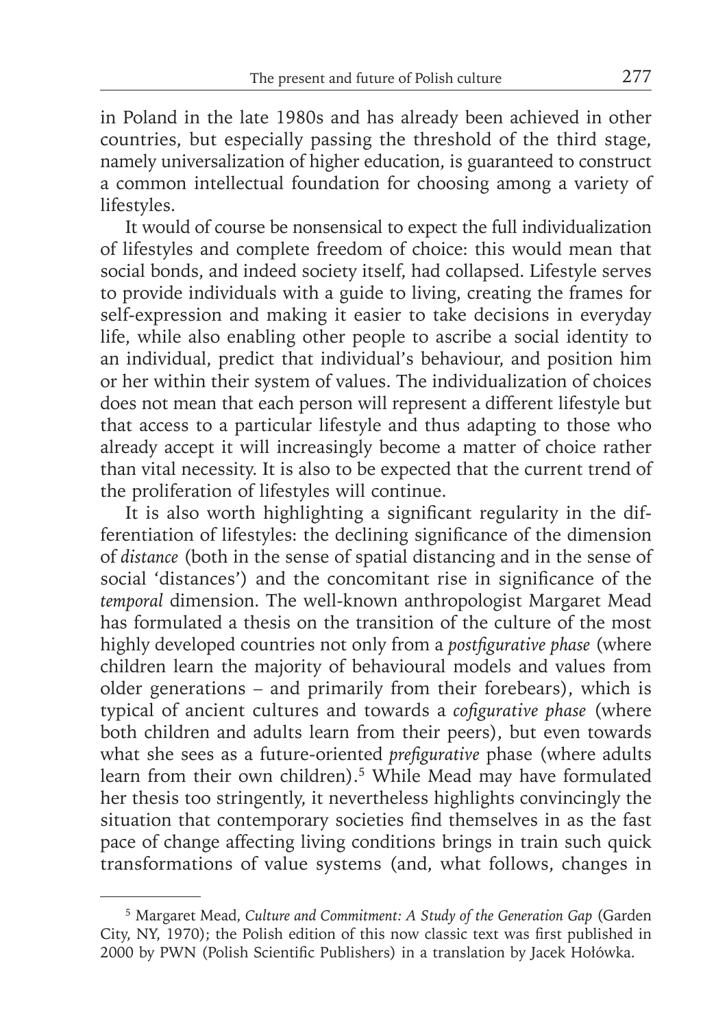in Poland in the late 1980s and has already been achieved in other countries, but especially passing the threshold of the third stage, namely universalization of higher education, is guaranteed to construct a common intellectual foundation for choosing among a variety of lifestyles.

It would of course be nonsensical to expect the full individualization of lifestyles and complete freedom of choice: this would mean that social bonds, and indeed society itself, had collapsed. Lifestyle serves to provide individuals with a guide to living, creating the frames for self-expression and making it easier to take decisions in everyday life, while also enabling other people to ascribe a social identity to an individual, predict that individual's behaviour, and position him or her within their system of values. The individualization of choices does not mean that each person will represent a different lifestyle but that access to a particular lifestyle and thus adapting to those who already accept it will increasingly become a matter of choice rather than vital necessity. It is also to be expected that the current trend of the proliferation of lifestyles will continue.

It is also worth highlighting a significant regularity in the differentiation of lifestyles: the declining significance of the dimension of *distance* (both in the sense of spatial distancing and in the sense of social 'distances') and the concomitant rise in significance of the *temporal* dimension. The well-known anthropologist Margaret Mead has formulated a thesis on the transition of the culture of the most highly developed countries not only from a *postfigurative phase* (where children learn the majority of behavioural models and values from older generations – and primarily from their forebears), which is typical of ancient cultures and towards a *cofigurative phase* (where both children and adults learn from their peers), but even towards what she sees as a future-oriented *prefigurative* phase (where adults learn from their own children).[5] While Mead may have formulated her thesis too stringently, it nevertheless highlights convincingly the situation that contemporary societies find themselves in as the fast pace of change affecting living conditions brings in train such quick transformations of value systems (and, what follows, changes in

[5] Margaret Mead, *Culture and Commitment: A Study of the Generation Gap* (Garden City, NY, 1970); the Polish edition of this now classic text was first published in 2000 by PWN (Polish Scientific Publishers) in a translation by Jacek Hołówka.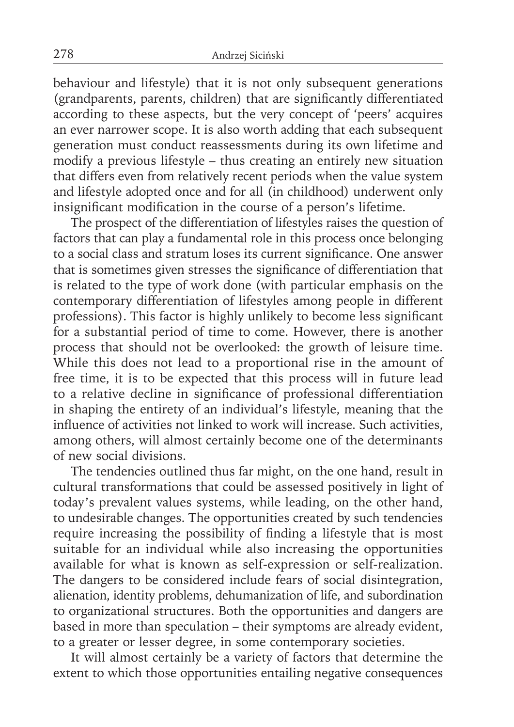behaviour and lifestyle) that it is not only subsequent generations (grandparents, parents, children) that are significantly differentiated according to these aspects, but the very concept of 'peers' acquires an ever narrower scope. It is also worth adding that each subsequent generation must conduct reassessments during its own lifetime and modify a previous lifestyle – thus creating an entirely new situation that differs even from relatively recent periods when the value system and lifestyle adopted once and for all (in childhood) underwent only insignificant modification in the course of a person's lifetime.

The prospect of the differentiation of lifestyles raises the question of factors that can play a fundamental role in this process once belonging to a social class and stratum loses its current significance. One answer that is sometimes given stresses the significance of differentiation that is related to the type of work done (with particular emphasis on the contemporary differentiation of lifestyles among people in different professions). This factor is highly unlikely to become less significant for a substantial period of time to come. However, there is another process that should not be overlooked: the growth of leisure time. While this does not lead to a proportional rise in the amount of free time, it is to be expected that this process will in future lead to a relative decline in significance of professional differentiation in shaping the entirety of an individual's lifestyle, meaning that the influence of activities not linked to work will increase. Such activities, among others, will almost certainly become one of the determinants of new social divisions.

The tendencies outlined thus far might, on the one hand, result in cultural transformations that could be assessed positively in light of today's prevalent values systems, while leading, on the other hand, to undesirable changes. The opportunities created by such tendencies require increasing the possibility of finding a lifestyle that is most suitable for an individual while also increasing the opportunities available for what is known as self-expression or self-realization. The dangers to be considered include fears of social disintegration, alienation, identity problems, dehumanization of life, and subordination to organizational structures. Both the opportunities and dangers are based in more than speculation – their symptoms are already evident, to a greater or lesser degree, in some contemporary societies.

It will almost certainly be a variety of factors that determine the extent to which those opportunities entailing negative consequences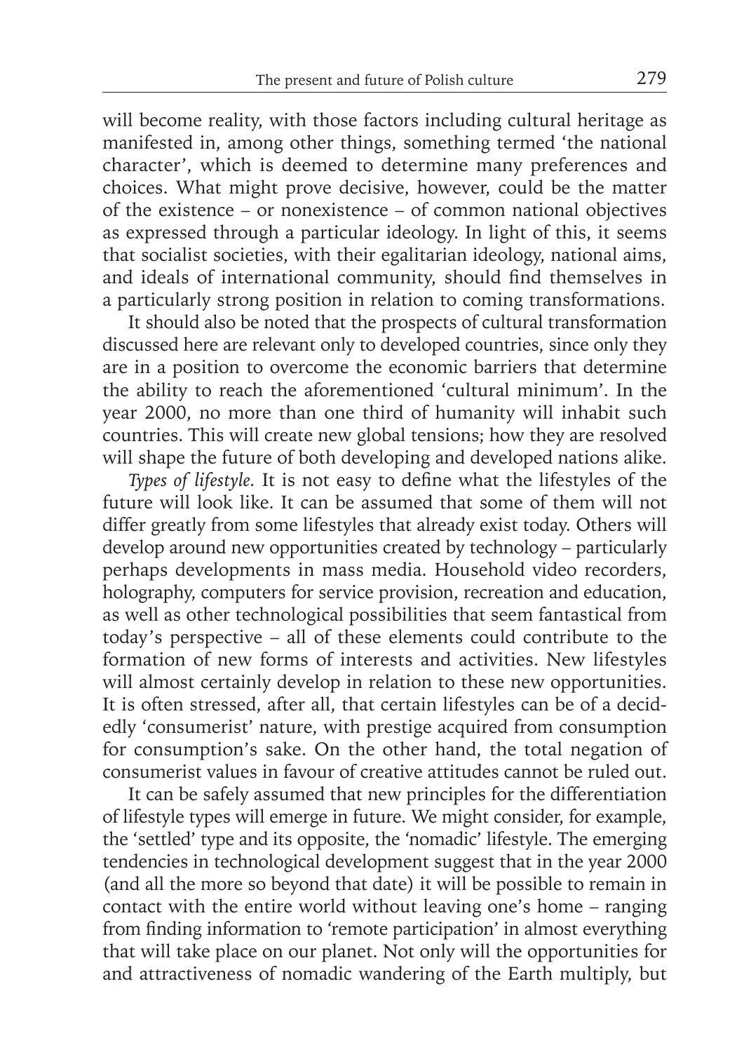will become reality, with those factors including cultural heritage as manifested in, among other things, something termed 'the national character', which is deemed to determine many preferences and choices. What might prove decisive, however, could be the matter of the existence – or nonexistence – of common national objectives as expressed through a particular ideology. In light of this, it seems that socialist societies, with their egalitarian ideology, national aims, and ideals of international community, should find themselves in a particularly strong position in relation to coming transformations.

It should also be noted that the prospects of cultural transformation discussed here are relevant only to developed countries, since only they are in a position to overcome the economic barriers that determine the ability to reach the aforementioned 'cultural minimum'. In the year 2000, no more than one third of humanity will inhabit such countries. This will create new global tensions; how they are resolved will shape the future of both developing and developed nations alike.

*Types of lifestyle.* It is not easy to define what the lifestyles of the future will look like. It can be assumed that some of them will not differ greatly from some lifestyles that already exist today. Others will develop around new opportunities created by technology – particularly perhaps developments in mass media. Household video recorders, holography, computers for service provision, recreation and education, as well as other technological possibilities that seem fantastical from today's perspective – all of these elements could contribute to the formation of new forms of interests and activities. New lifestyles will almost certainly develop in relation to these new opportunities. It is often stressed, after all, that certain lifestyles can be of a decidedly 'consumerist' nature, with prestige acquired from consumption for consumption's sake. On the other hand, the total negation of consumerist values in favour of creative attitudes cannot be ruled out.

It can be safely assumed that new principles for the differentiation of lifestyle types will emerge in future. We might consider, for example, the 'settled' type and its opposite, the 'nomadic' lifestyle. The emerging tendencies in technological development suggest that in the year 2000 (and all the more so beyond that date) it will be possible to remain in contact with the entire world without leaving one's home – ranging from finding information to 'remote participation' in almost everything that will take place on our planet. Not only will the opportunities for and attractiveness of nomadic wandering of the Earth multiply, but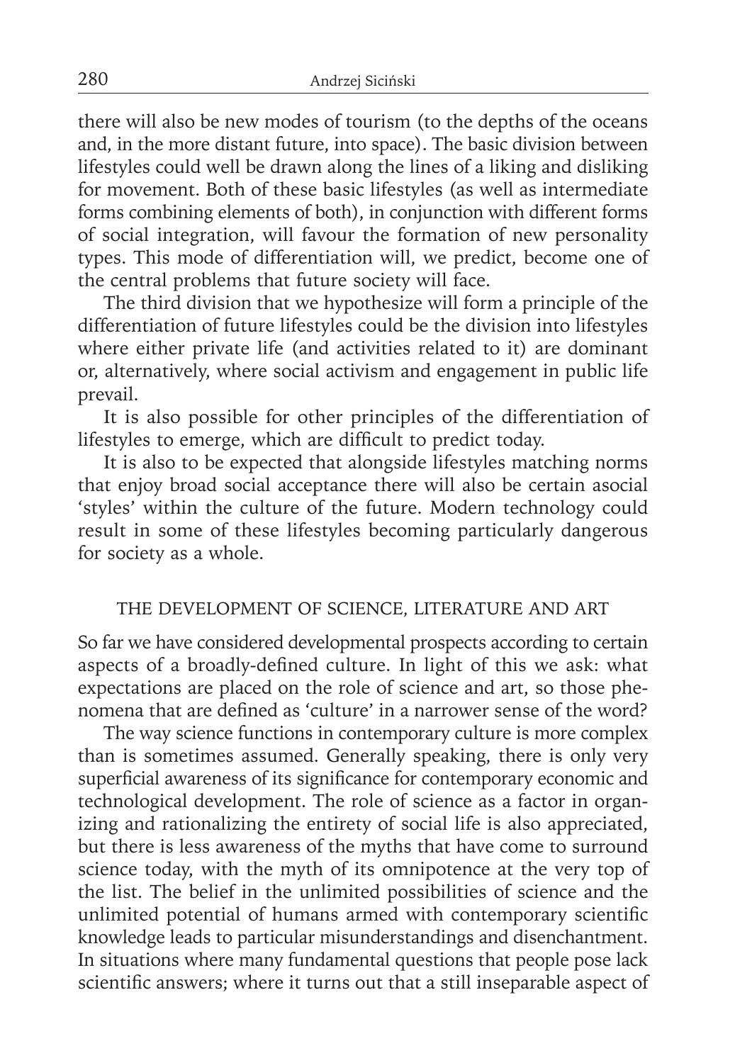there will also be new modes of tourism (to the depths of the oceans and, in the more distant future, into space). The basic division between lifestyles could well be drawn along the lines of a liking and disliking for movement. Both of these basic lifestyles (as well as intermediate forms combining elements of both), in conjunction with different forms of social integration, will favour the formation of new personality types. This mode of differentiation will, we predict, become one of the central problems that future society will face.

The third division that we hypothesize will form a principle of the differentiation of future lifestyles could be the division into lifestyles where either private life (and activities related to it) are dominant or, alternatively, where social activism and engagement in public life prevail.

It is also possible for other principles of the differentiation of lifestyles to emerge, which are difficult to predict today.

It is also to be expected that alongside lifestyles matching norms that enjoy broad social acceptance there will also be certain asocial 'styles' within the culture of the future. Modern technology could result in some of these lifestyles becoming particularly dangerous for society as a whole.

## THE DEVELOPMENT OF SCIENCE, LITERATURE AND ART

So far we have considered developmental prospects according to certain aspects of a broadly-defined culture. In light of this we ask: what expectations are placed on the role of science and art, so those phenomena that are defined as 'culture' in a narrower sense of the word?

The way science functions in contemporary culture is more complex than is sometimes assumed. Generally speaking, there is only very superficial awareness of its significance for contemporary economic and technological development. The role of science as a factor in organizing and rationalizing the entirety of social life is also appreciated, but there is less awareness of the myths that have come to surround science today, with the myth of its omnipotence at the very top of the list. The belief in the unlimited possibilities of science and the unlimited potential of humans armed with contemporary scientific knowledge leads to particular misunderstandings and disenchantment. In situations where many fundamental questions that people pose lack scientific answers; where it turns out that a still inseparable aspect of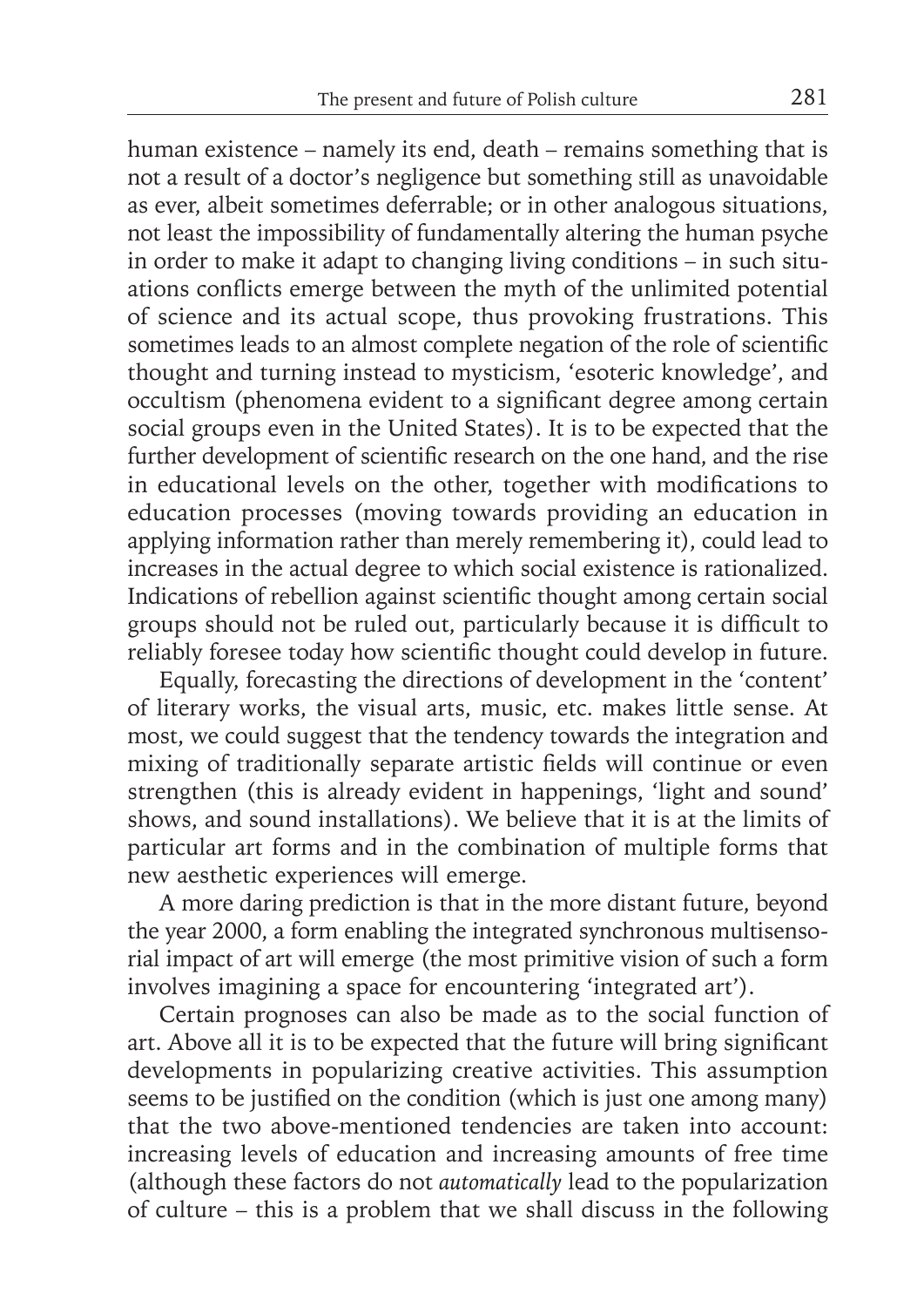human existence – namely its end, death – remains something that is not a result of a doctor's negligence but something still as unavoidable as ever, albeit sometimes deferrable; or in other analogous situations, not least the impossibility of fundamentally altering the human psyche in order to make it adapt to changing living conditions – in such situations conflicts emerge between the myth of the unlimited potential of science and its actual scope, thus provoking frustrations. This sometimes leads to an almost complete negation of the role of scientific thought and turning instead to mysticism, 'esoteric knowledge', and occultism (phenomena evident to a significant degree among certain social groups even in the United States). It is to be expected that the further development of scientific research on the one hand, and the rise in educational levels on the other, together with modifications to education processes (moving towards providing an education in applying information rather than merely remembering it), could lead to increases in the actual degree to which social existence is rationalized. Indications of rebellion against scientific thought among certain social groups should not be ruled out, particularly because it is difficult to reliably foresee today how scientific thought could develop in future.

Equally, forecasting the directions of development in the 'content' of literary works, the visual arts, music, etc. makes little sense. At most, we could suggest that the tendency towards the integration and mixing of traditionally separate artistic fields will continue or even strengthen (this is already evident in happenings, 'light and sound' shows, and sound installations). We believe that it is at the limits of particular art forms and in the combination of multiple forms that new aesthetic experiences will emerge.

A more daring prediction is that in the more distant future, beyond the year 2000, a form enabling the integrated synchronous multisensorial impact of art will emerge (the most primitive vision of such a form involves imagining a space for encountering 'integrated art').

Certain prognoses can also be made as to the social function of art. Above all it is to be expected that the future will bring significant developments in popularizing creative activities. This assumption seems to be justified on the condition (which is just one among many) that the two above-mentioned tendencies are taken into account: increasing levels of education and increasing amounts of free time (although these factors do not *automatically* lead to the popularization of culture – this is a problem that we shall discuss in the following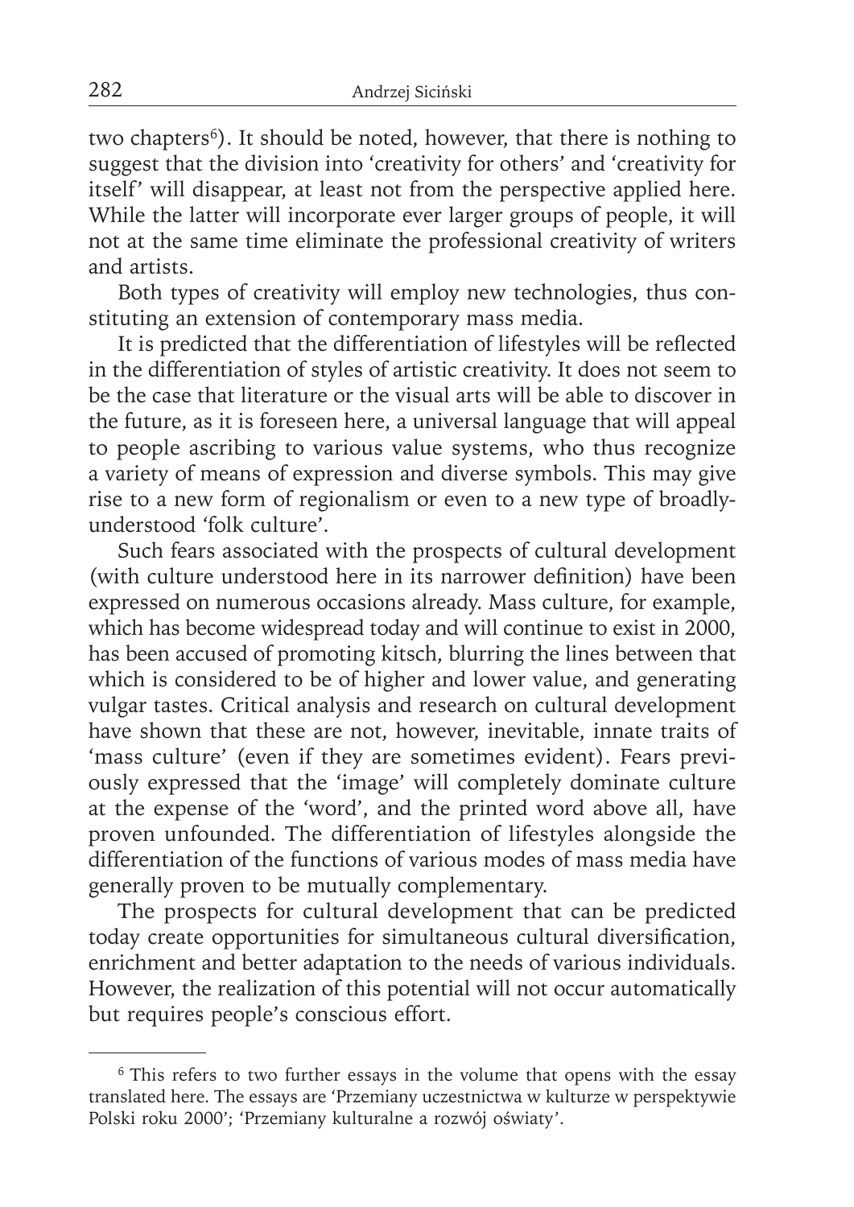two chapters[6]). It should be noted, however, that there is nothing to suggest that the division into 'creativity for others' and 'creativity for itself' will disappear, at least not from the perspective applied here. While the latter will incorporate ever larger groups of people, it will not at the same time eliminate the professional creativity of writers and artists.

Both types of creativity will employ new technologies, thus constituting an extension of contemporary mass media.

It is predicted that the differentiation of lifestyles will be reflected in the differentiation of styles of artistic creativity. It does not seem to be the case that literature or the visual arts will be able to discover in the future, as it is foreseen here, a universal language that will appeal to people ascribing to various value systems, who thus recognize a variety of means of expression and diverse symbols. This may give rise to a new form of regionalism or even to a new type of broadly-understood 'folk culture'.

Such fears associated with the prospects of cultural development (with culture understood here in its narrower definition) have been expressed on numerous occasions already. Mass culture, for example, which has become widespread today and will continue to exist in 2000, has been accused of promoting kitsch, blurring the lines between that which is considered to be of higher and lower value, and generating vulgar tastes. Critical analysis and research on cultural development have shown that these are not, however, inevitable, innate traits of 'mass culture' (even if they are sometimes evident). Fears previously expressed that the 'image' will completely dominate culture at the expense of the 'word', and the printed word above all, have proven unfounded. The differentiation of lifestyles alongside the differentiation of the functions of various modes of mass media have generally proven to be mutually complementary.

The prospects for cultural development that can be predicted today create opportunities for simultaneous cultural diversification, enrichment and better adaptation to the needs of various individuals. However, the realization of this potential will not occur automatically but requires people's conscious effort.

---

[6] This refers to two further essays in the volume that opens with the essay translated here. The essays are 'Przemiany uczestnictwa w kulturze w perspektywie Polski roku 2000'; 'Przemiany kulturalne a rozwój oświaty'.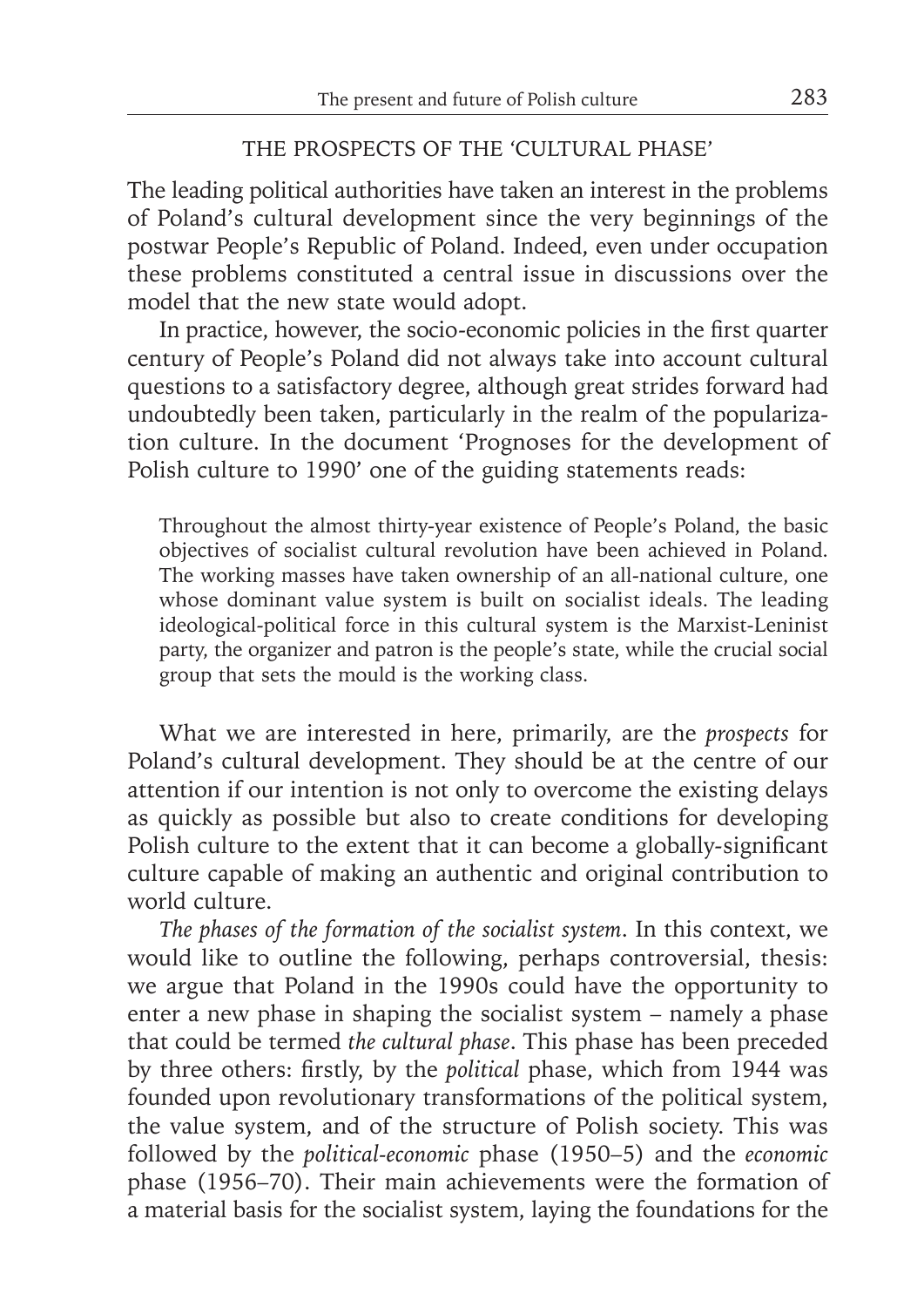## THE PROSPECTS OF THE 'CULTURAL PHASE'

The leading political authorities have taken an interest in the problems of Poland's cultural development since the very beginnings of the postwar People's Republic of Poland. Indeed, even under occupation these problems constituted a central issue in discussions over the model that the new state would adopt.

In practice, however, the socio-economic policies in the first quarter century of People's Poland did not always take into account cultural questions to a satisfactory degree, although great strides forward had undoubtedly been taken, particularly in the realm of the popularization culture. In the document 'Prognoses for the development of Polish culture to 1990' one of the guiding statements reads:

> Throughout the almost thirty-year existence of People's Poland, the basic objectives of socialist cultural revolution have been achieved in Poland. The working masses have taken ownership of an all-national culture, one whose dominant value system is built on socialist ideals. The leading ideological-political force in this cultural system is the Marxist-Leninist party, the organizer and patron is the people's state, while the crucial social group that sets the mould is the working class.

What we are interested in here, primarily, are the *prospects* for Poland's cultural development. They should be at the centre of our attention if our intention is not only to overcome the existing delays as quickly as possible but also to create conditions for developing Polish culture to the extent that it can become a globally-significant culture capable of making an authentic and original contribution to world culture.

*The phases of the formation of the socialist system*. In this context, we would like to outline the following, perhaps controversial, thesis: we argue that Poland in the 1990s could have the opportunity to enter a new phase in shaping the socialist system – namely a phase that could be termed *the cultural phase*. This phase has been preceded by three others: firstly, by the *political* phase, which from 1944 was founded upon revolutionary transformations of the political system, the value system, and of the structure of Polish society. This was followed by the *political-economic* phase (1950–5) and the *economic* phase (1956–70). Their main achievements were the formation of a material basis for the socialist system, laying the foundations for the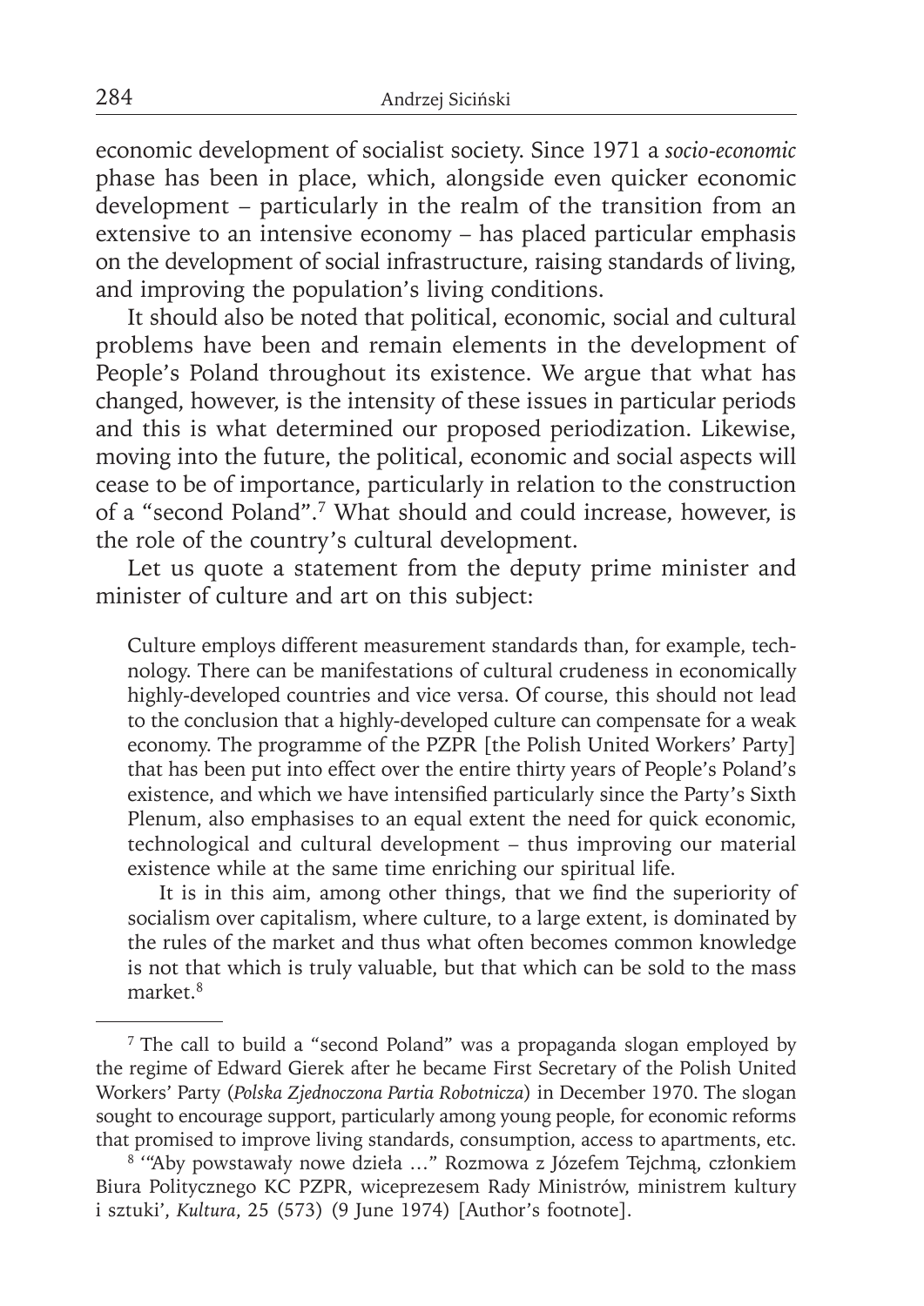economic development of socialist society. Since 1971 a *socio-economic* phase has been in place, which, alongside even quicker economic development – particularly in the realm of the transition from an extensive to an intensive economy – has placed particular emphasis on the development of social infrastructure, raising standards of living, and improving the population's living conditions.

It should also be noted that political, economic, social and cultural problems have been and remain elements in the development of People's Poland throughout its existence. We argue that what has changed, however, is the intensity of these issues in particular periods and this is what determined our proposed periodization. Likewise, moving into the future, the political, economic and social aspects will cease to be of importance, particularly in relation to the construction of a "second Poland".[7] What should and could increase, however, is the role of the country's cultural development.

Let us quote a statement from the deputy prime minister and minister of culture and art on this subject:

> Culture employs different measurement standards than, for example, technology. There can be manifestations of cultural crudeness in economically highly-developed countries and vice versa. Of course, this should not lead to the conclusion that a highly-developed culture can compensate for a weak economy. The programme of the PZPR [the Polish United Workers' Party] that has been put into effect over the entire thirty years of People's Poland's existence, and which we have intensified particularly since the Party's Sixth Plenum, also emphasises to an equal extent the need for quick economic, technological and cultural development – thus improving our material existence while at the same time enriching our spiritual life.
>
> It is in this aim, among other things, that we find the superiority of socialism over capitalism, where culture, to a large extent, is dominated by the rules of the market and thus what often becomes common knowledge is not that which is truly valuable, but that which can be sold to the mass market.[8]

---

[7] The call to build a "second Poland" was a propaganda slogan employed by the regime of Edward Gierek after he became First Secretary of the Polish United Workers' Party (*Polska Zjednoczona Partia Robotnicza*) in December 1970. The slogan sought to encourage support, particularly among young people, for economic reforms that promised to improve living standards, consumption, access to apartments, etc.

[8] '"Aby powstawały nowe dzieła …" Rozmowa z Józefem Tejchmą, członkiem Biura Politycznego KC PZPR, wiceprezesem Rady Ministrów, ministrem kultury i sztuki', *Kultura*, 25 (573) (9 June 1974) [Author's footnote].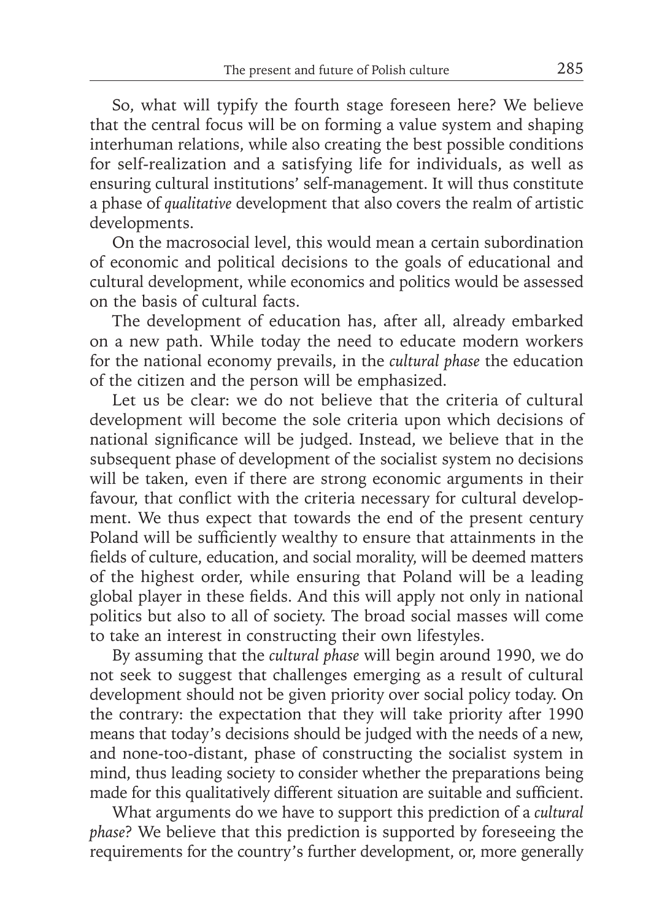So, what will typify the fourth stage foreseen here? We believe that the central focus will be on forming a value system and shaping interhuman relations, while also creating the best possible conditions for self-realization and a satisfying life for individuals, as well as ensuring cultural institutions' self-management. It will thus constitute a phase of *qualitative* development that also covers the realm of artistic developments.

On the macrosocial level, this would mean a certain subordination of economic and political decisions to the goals of educational and cultural development, while economics and politics would be assessed on the basis of cultural facts.

The development of education has, after all, already embarked on a new path. While today the need to educate modern workers for the national economy prevails, in the *cultural phase* the education of the citizen and the person will be emphasized.

Let us be clear: we do not believe that the criteria of cultural development will become the sole criteria upon which decisions of national significance will be judged. Instead, we believe that in the subsequent phase of development of the socialist system no decisions will be taken, even if there are strong economic arguments in their favour, that conflict with the criteria necessary for cultural development. We thus expect that towards the end of the present century Poland will be sufficiently wealthy to ensure that attainments in the fields of culture, education, and social morality, will be deemed matters of the highest order, while ensuring that Poland will be a leading global player in these fields. And this will apply not only in national politics but also to all of society. The broad social masses will come to take an interest in constructing their own lifestyles.

By assuming that the *cultural phase* will begin around 1990, we do not seek to suggest that challenges emerging as a result of cultural development should not be given priority over social policy today. On the contrary: the expectation that they will take priority after 1990 means that today's decisions should be judged with the needs of a new, and none-too-distant, phase of constructing the socialist system in mind, thus leading society to consider whether the preparations being made for this qualitatively different situation are suitable and sufficient.

What arguments do we have to support this prediction of a *cultural phase*? We believe that this prediction is supported by foreseeing the requirements for the country's further development, or, more generally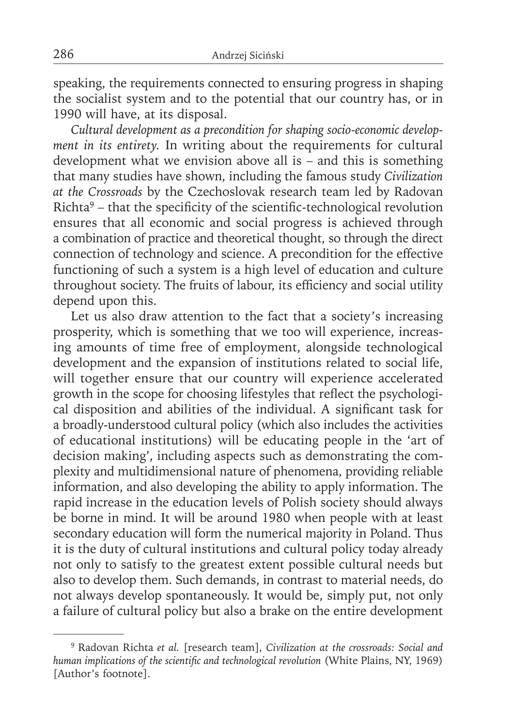speaking, the requirements connected to ensuring progress in shaping the socialist system and to the potential that our country has, or in 1990 will have, at its disposal.

*Cultural development as a precondition for shaping socio-economic development in its entirety.* In writing about the requirements for cultural development what we envision above all is – and this is something that many studies have shown, including the famous study *Civilization at the Crossroads* by the Czechoslovak research team led by Radovan Richta[9] – that the specificity of the scientific-technological revolution ensures that all economic and social progress is achieved through a combination of practice and theoretical thought, so through the direct connection of technology and science. A precondition for the effective functioning of such a system is a high level of education and culture throughout society. The fruits of labour, its efficiency and social utility depend upon this.

Let us also draw attention to the fact that a society's increasing prosperity, which is something that we too will experience, increasing amounts of time free of employment, alongside technological development and the expansion of institutions related to social life, will together ensure that our country will experience accelerated growth in the scope for choosing lifestyles that reflect the psychological disposition and abilities of the individual. A significant task for a broadly-understood cultural policy (which also includes the activities of educational institutions) will be educating people in the 'art of decision making', including aspects such as demonstrating the complexity and multidimensional nature of phenomena, providing reliable information, and also developing the ability to apply information. The rapid increase in the education levels of Polish society should always be borne in mind. It will be around 1980 when people with at least secondary education will form the numerical majority in Poland. Thus it is the duty of cultural institutions and cultural policy today already not only to satisfy to the greatest extent possible cultural needs but also to develop them. Such demands, in contrast to material needs, do not always develop spontaneously. It would be, simply put, not only a failure of cultural policy but also a brake on the entire development

[9] Radovan Richta *et al.* [research team], *Civilization at the crossroads: Social and human implications of the scientific and technological revolution* (White Plains, NY, 1969) [Author's footnote].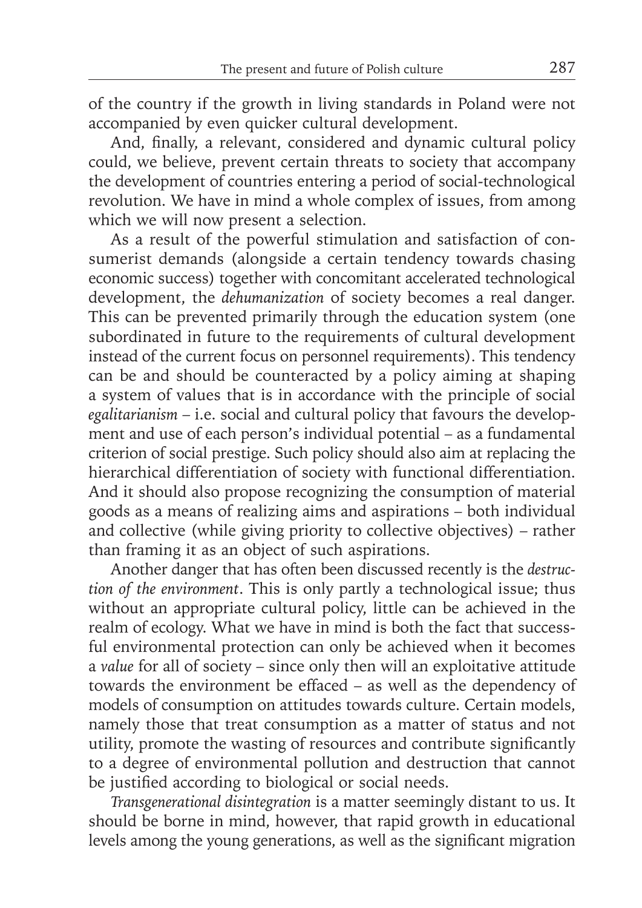of the country if the growth in living standards in Poland were not accompanied by even quicker cultural development.

And, finally, a relevant, considered and dynamic cultural policy could, we believe, prevent certain threats to society that accompany the development of countries entering a period of social-technological revolution. We have in mind a whole complex of issues, from among which we will now present a selection.

As a result of the powerful stimulation and satisfaction of consumerist demands (alongside a certain tendency towards chasing economic success) together with concomitant accelerated technological development, the *dehumanization* of society becomes a real danger. This can be prevented primarily through the education system (one subordinated in future to the requirements of cultural development instead of the current focus on personnel requirements). This tendency can be and should be counteracted by a policy aiming at shaping a system of values that is in accordance with the principle of social *egalitarianism* – i.e. social and cultural policy that favours the development and use of each person's individual potential – as a fundamental criterion of social prestige. Such policy should also aim at replacing the hierarchical differentiation of society with functional differentiation. And it should also propose recognizing the consumption of material goods as a means of realizing aims and aspirations – both individual and collective (while giving priority to collective objectives) – rather than framing it as an object of such aspirations.

Another danger that has often been discussed recently is the *destruction of the environment*. This is only partly a technological issue; thus without an appropriate cultural policy, little can be achieved in the realm of ecology. What we have in mind is both the fact that successful environmental protection can only be achieved when it becomes a *value* for all of society – since only then will an exploitative attitude towards the environment be effaced – as well as the dependency of models of consumption on attitudes towards culture. Certain models, namely those that treat consumption as a matter of status and not utility, promote the wasting of resources and contribute significantly to a degree of environmental pollution and destruction that cannot be justified according to biological or social needs.

*Transgenerational disintegration* is a matter seemingly distant to us. It should be borne in mind, however, that rapid growth in educational levels among the young generations, as well as the significant migration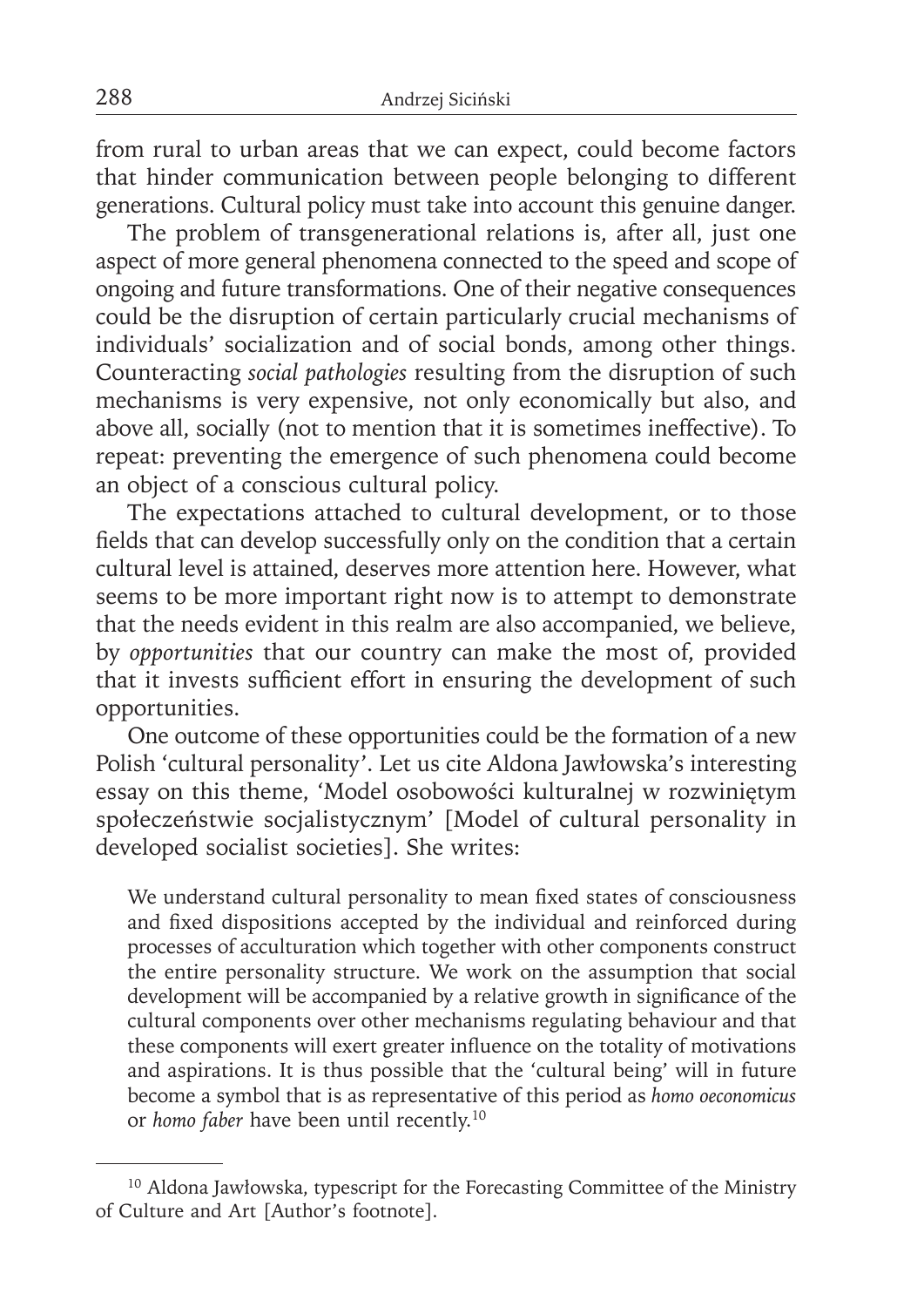from rural to urban areas that we can expect, could become factors that hinder communication between people belonging to different generations. Cultural policy must take into account this genuine danger.

The problem of transgenerational relations is, after all, just one aspect of more general phenomena connected to the speed and scope of ongoing and future transformations. One of their negative consequences could be the disruption of certain particularly crucial mechanisms of individuals' socialization and of social bonds, among other things. Counteracting *social pathologies* resulting from the disruption of such mechanisms is very expensive, not only economically but also, and above all, socially (not to mention that it is sometimes ineffective). To repeat: preventing the emergence of such phenomena could become an object of a conscious cultural policy.

The expectations attached to cultural development, or to those fields that can develop successfully only on the condition that a certain cultural level is attained, deserves more attention here. However, what seems to be more important right now is to attempt to demonstrate that the needs evident in this realm are also accompanied, we believe, by *opportunities* that our country can make the most of, provided that it invests sufficient effort in ensuring the development of such opportunities.

One outcome of these opportunities could be the formation of a new Polish 'cultural personality'. Let us cite Aldona Jawłowska's interesting essay on this theme, 'Model osobowości kulturalnej w rozwiniętym społeczeństwie socjalistycznym' [Model of cultural personality in developed socialist societies]. She writes:

> We understand cultural personality to mean fixed states of consciousness and fixed dispositions accepted by the individual and reinforced during processes of acculturation which together with other components construct the entire personality structure. We work on the assumption that social development will be accompanied by a relative growth in significance of the cultural components over other mechanisms regulating behaviour and that these components will exert greater influence on the totality of motivations and aspirations. It is thus possible that the 'cultural being' will in future become a symbol that is as representative of this period as *homo oeconomicus* or *homo faber* have been until recently.[10]

---

[10] Aldona Jawłowska, typescript for the Forecasting Committee of the Ministry of Culture and Art [Author's footnote].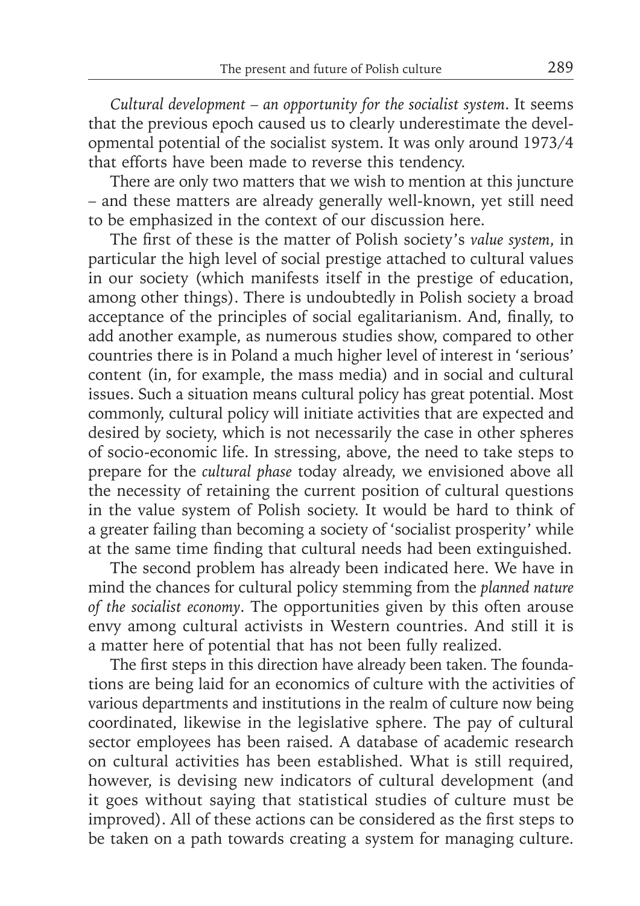*Cultural development – an opportunity for the socialist system*. It seems that the previous epoch caused us to clearly underestimate the developmental potential of the socialist system. It was only around 1973/4 that efforts have been made to reverse this tendency.

There are only two matters that we wish to mention at this juncture – and these matters are already generally well-known, yet still need to be emphasized in the context of our discussion here.

The first of these is the matter of Polish society's *value system*, in particular the high level of social prestige attached to cultural values in our society (which manifests itself in the prestige of education, among other things). There is undoubtedly in Polish society a broad acceptance of the principles of social egalitarianism. And, finally, to add another example, as numerous studies show, compared to other countries there is in Poland a much higher level of interest in 'serious' content (in, for example, the mass media) and in social and cultural issues. Such a situation means cultural policy has great potential. Most commonly, cultural policy will initiate activities that are expected and desired by society, which is not necessarily the case in other spheres of socio-economic life. In stressing, above, the need to take steps to prepare for the *cultural phase* today already, we envisioned above all the necessity of retaining the current position of cultural questions in the value system of Polish society. It would be hard to think of a greater failing than becoming a society of 'socialist prosperity' while at the same time finding that cultural needs had been extinguished.

The second problem has already been indicated here. We have in mind the chances for cultural policy stemming from the *planned nature of the socialist economy*. The opportunities given by this often arouse envy among cultural activists in Western countries. And still it is a matter here of potential that has not been fully realized.

The first steps in this direction have already been taken. The foundations are being laid for an economics of culture with the activities of various departments and institutions in the realm of culture now being coordinated, likewise in the legislative sphere. The pay of cultural sector employees has been raised. A database of academic research on cultural activities has been established. What is still required, however, is devising new indicators of cultural development (and it goes without saying that statistical studies of culture must be improved). All of these actions can be considered as the first steps to be taken on a path towards creating a system for managing culture.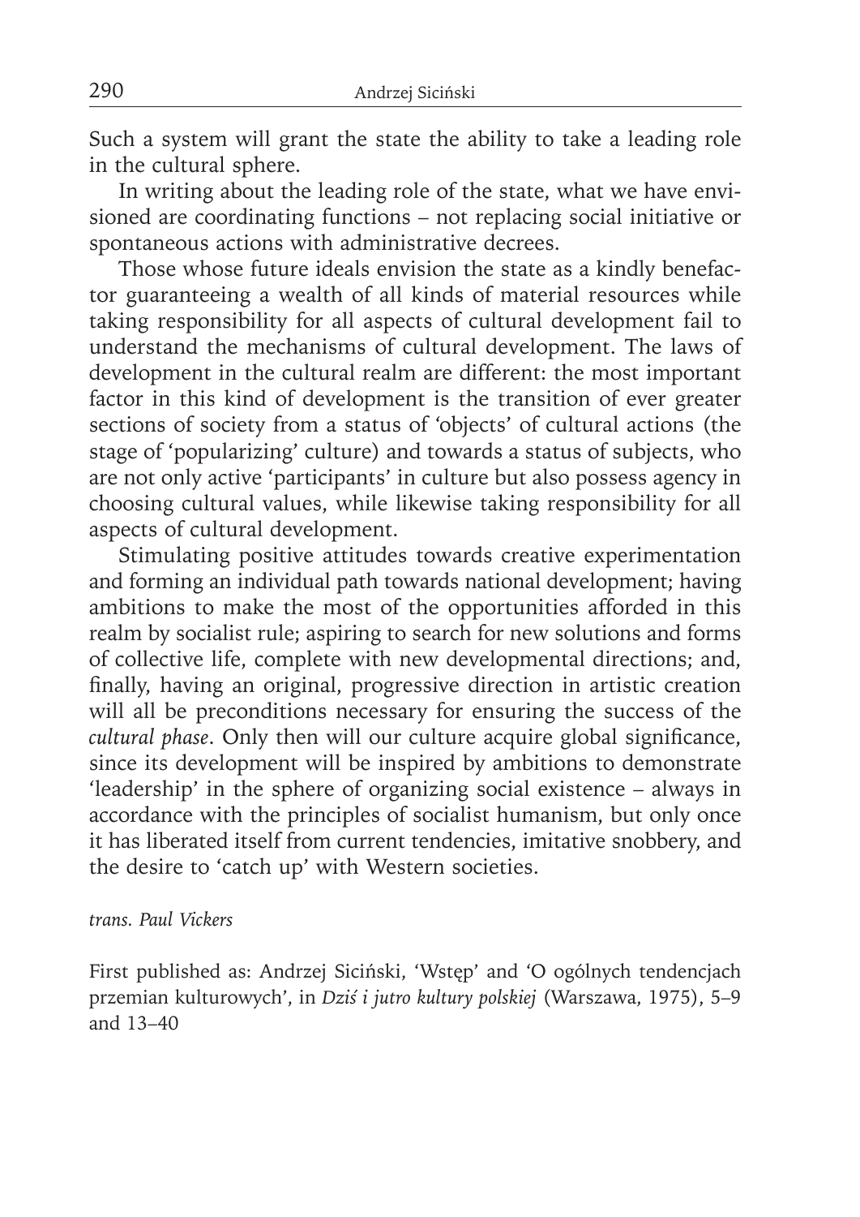Such a system will grant the state the ability to take a leading role in the cultural sphere.

In writing about the leading role of the state, what we have envisioned are coordinating functions – not replacing social initiative or spontaneous actions with administrative decrees.

Those whose future ideals envision the state as a kindly benefactor guaranteeing a wealth of all kinds of material resources while taking responsibility for all aspects of cultural development fail to understand the mechanisms of cultural development. The laws of development in the cultural realm are different: the most important factor in this kind of development is the transition of ever greater sections of society from a status of 'objects' of cultural actions (the stage of 'popularizing' culture) and towards a status of subjects, who are not only active 'participants' in culture but also possess agency in choosing cultural values, while likewise taking responsibility for all aspects of cultural development.

Stimulating positive attitudes towards creative experimentation and forming an individual path towards national development; having ambitions to make the most of the opportunities afforded in this realm by socialist rule; aspiring to search for new solutions and forms of collective life, complete with new developmental directions; and, finally, having an original, progressive direction in artistic creation will all be preconditions necessary for ensuring the success of the *cultural phase*. Only then will our culture acquire global significance, since its development will be inspired by ambitions to demonstrate 'leadership' in the sphere of organizing social existence – always in accordance with the principles of socialist humanism, but only once it has liberated itself from current tendencies, imitative snobbery, and the desire to 'catch up' with Western societies.

*trans. Paul Vickers*

First published as: Andrzej Siciński, 'Wstęp' and 'O ogólnych tendencjach przemian kulturowych', in *Dziś i jutro kultury polskiej* (Warszawa, 1975), 5–9 and 13–40